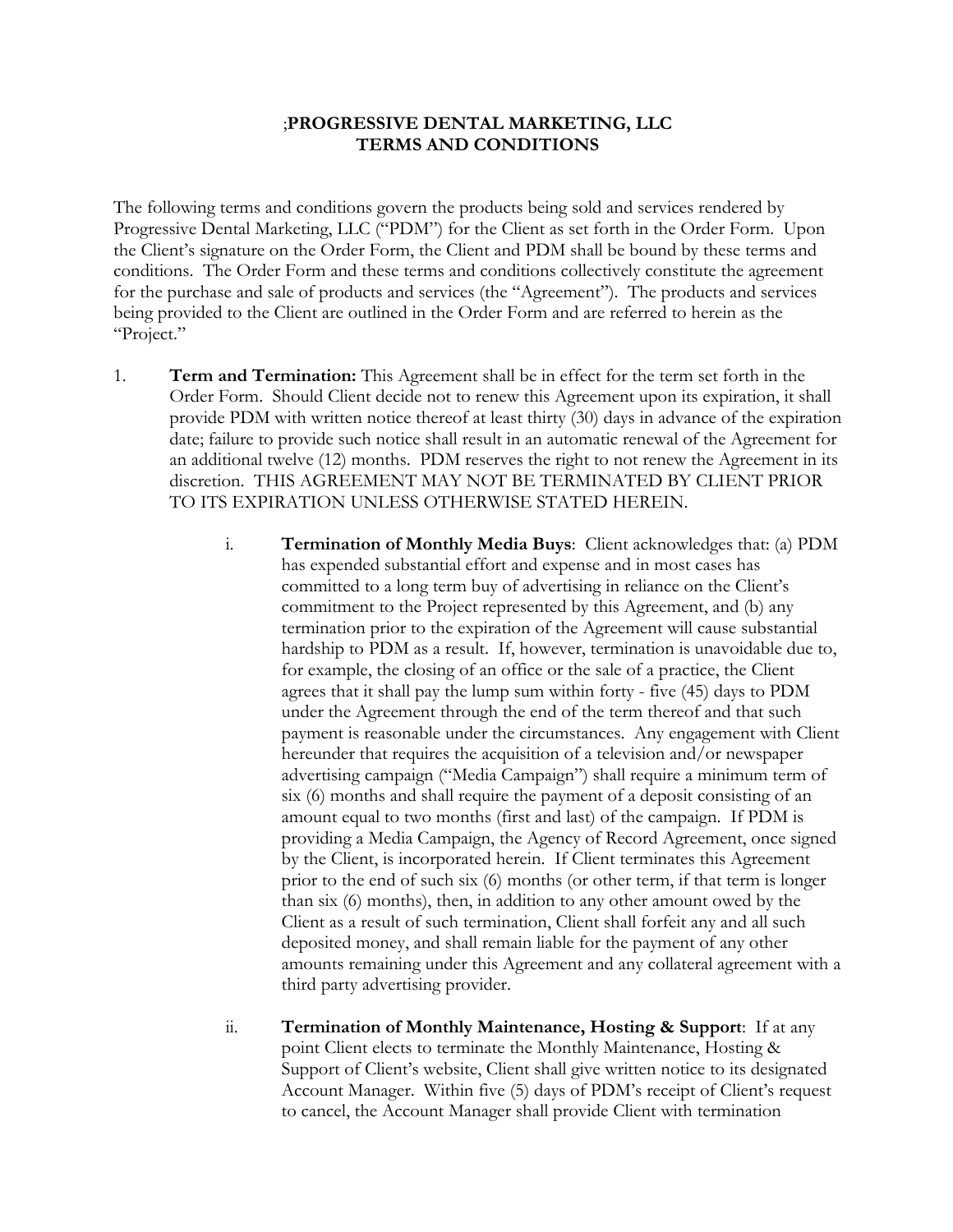# ;PROGRESSIVE DENTAL MARKETING, LLC
# TERMS AND CONDITIONS

The following terms and conditions govern the products being sold and services rendered by Progressive Dental Marketing, LLC ("PDM") for the Client as set forth in the Order Form. Upon the Client's signature on the Order Form, the Client and PDM shall be bound by these terms and conditions. The Order Form and these terms and conditions collectively constitute the agreement for the purchase and sale of products and services (the "Agreement"). The products and services being provided to the Client are outlined in the Order Form and are referred to herein as the "Project."

1. **Term and Termination:** This Agreement shall be in effect for the term set forth in the Order Form. Should Client decide not to renew this Agreement upon its expiration, it shall provide PDM with written notice thereof at least thirty (30) days in advance of the expiration date; failure to provide such notice shall result in an automatic renewal of the Agreement for an additional twelve (12) months. PDM reserves the right to not renew the Agreement in its discretion. THIS AGREEMENT MAY NOT BE TERMINATED BY CLIENT PRIOR TO ITS EXPIRATION UNLESS OTHERWISE STATED HEREIN.

   i. **Termination of Monthly Media Buys**: Client acknowledges that: (a) PDM has expended substantial effort and expense and in most cases has committed to a long term buy of advertising in reliance on the Client's commitment to the Project represented by this Agreement, and (b) any termination prior to the expiration of the Agreement will cause substantial hardship to PDM as a result. If, however, termination is unavoidable due to, for example, the closing of an office or the sale of a practice, the Client agrees that it shall pay the lump sum within forty - five (45) days to PDM under the Agreement through the end of the term thereof and that such payment is reasonable under the circumstances. Any engagement with Client hereunder that requires the acquisition of a television and/or newspaper advertising campaign ("Media Campaign") shall require a minimum term of six (6) months and shall require the payment of a deposit consisting of an amount equal to two months (first and last) of the campaign. If PDM is providing a Media Campaign, the Agency of Record Agreement, once signed by the Client, is incorporated herein. If Client terminates this Agreement prior to the end of such six (6) months (or other term, if that term is longer than six (6) months), then, in addition to any other amount owed by the Client as a result of such termination, Client shall forfeit any and all such deposited money, and shall remain liable for the payment of any other amounts remaining under this Agreement and any collateral agreement with a third party advertising provider.

   ii. **Termination of Monthly Maintenance, Hosting & Support**: If at any point Client elects to terminate the Monthly Maintenance, Hosting & Support of Client's website, Client shall give written notice to its designated Account Manager. Within five (5) days of PDM's receipt of Client's request to cancel, the Account Manager shall provide Client with termination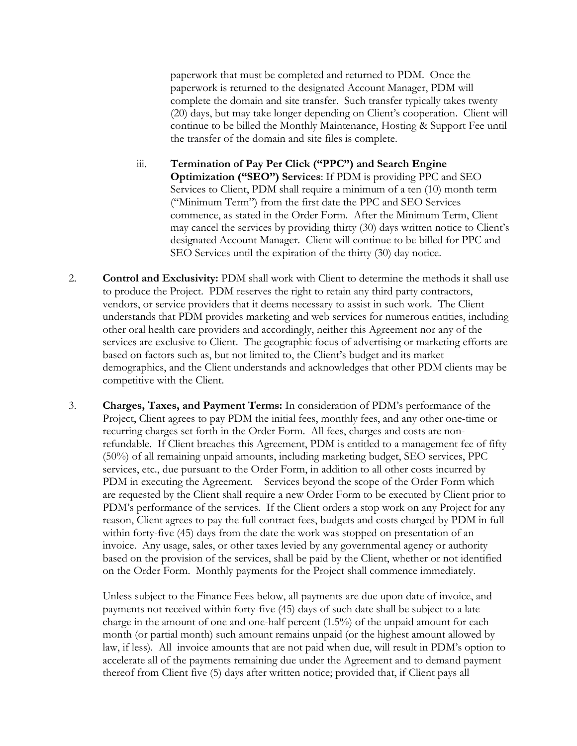paperwork that must be completed and returned to PDM. Once the paperwork is returned to the designated Account Manager, PDM will complete the domain and site transfer. Such transfer typically takes twenty (20) days, but may take longer depending on Client's cooperation. Client will continue to be billed the Monthly Maintenance, Hosting & Support Fee until the transfer of the domain and site files is complete.

iii. **Termination of Pay Per Click ("PPC") and Search Engine Optimization ("SEO") Services**: If PDM is providing PPC and SEO Services to Client, PDM shall require a minimum of a ten (10) month term ("Minimum Term") from the first date the PPC and SEO Services commence, as stated in the Order Form. After the Minimum Term, Client may cancel the services by providing thirty (30) days written notice to Client's designated Account Manager. Client will continue to be billed for PPC and SEO Services until the expiration of the thirty (30) day notice.

2. **Control and Exclusivity:** PDM shall work with Client to determine the methods it shall use to produce the Project. PDM reserves the right to retain any third party contractors, vendors, or service providers that it deems necessary to assist in such work. The Client understands that PDM provides marketing and web services for numerous entities, including other oral health care providers and accordingly, neither this Agreement nor any of the services are exclusive to Client. The geographic focus of advertising or marketing efforts are based on factors such as, but not limited to, the Client's budget and its market demographics, and the Client understands and acknowledges that other PDM clients may be competitive with the Client.

3. **Charges, Taxes, and Payment Terms:** In consideration of PDM's performance of the Project, Client agrees to pay PDM the initial fees, monthly fees, and any other one-time or recurring charges set forth in the Order Form. All fees, charges and costs are non-refundable. If Client breaches this Agreement, PDM is entitled to a management fee of fifty (50%) of all remaining unpaid amounts, including marketing budget, SEO services, PPC services, etc., due pursuant to the Order Form, in addition to all other costs incurred by PDM in executing the Agreement. Services beyond the scope of the Order Form which are requested by the Client shall require a new Order Form to be executed by Client prior to PDM's performance of the services. If the Client orders a stop work on any Project for any reason, Client agrees to pay the full contract fees, budgets and costs charged by PDM in full within forty-five (45) days from the date the work was stopped on presentation of an invoice. Any usage, sales, or other taxes levied by any governmental agency or authority based on the provision of the services, shall be paid by the Client, whether or not identified on the Order Form. Monthly payments for the Project shall commence immediately.

   Unless subject to the Finance Fees below, all payments are due upon date of invoice, and payments not received within forty-five (45) days of such date shall be subject to a late charge in the amount of one and one-half percent (1.5%) of the unpaid amount for each month (or partial month) such amount remains unpaid (or the highest amount allowed by law, if less). All invoice amounts that are not paid when due, will result in PDM's option to accelerate all of the payments remaining due under the Agreement and to demand payment thereof from Client five (5) days after written notice; provided that, if Client pays all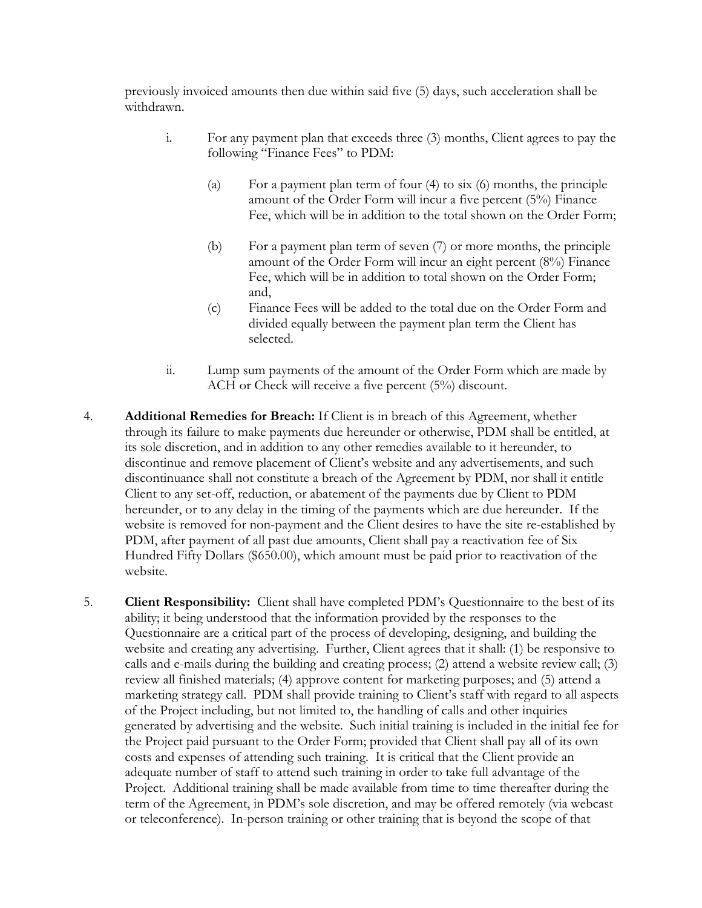previously invoiced amounts then due within said five (5) days, such acceleration shall be withdrawn.

i. For any payment plan that exceeds three (3) months, Client agrees to pay the following "Finance Fees" to PDM:

  (a) For a payment plan term of four (4) to six (6) months, the principle amount of the Order Form will incur a five percent (5%) Finance Fee, which will be in addition to the total shown on the Order Form;

  (b) For a payment plan term of seven (7) or more months, the principle amount of the Order Form will incur an eight percent (8%) Finance Fee, which will be in addition to total shown on the Order Form; and,

  (c) Finance Fees will be added to the total due on the Order Form and divided equally between the payment plan term the Client has selected.

ii. Lump sum payments of the amount of the Order Form which are made by ACH or Check will receive a five percent (5%) discount.

4. **Additional Remedies for Breach:** If Client is in breach of this Agreement, whether through its failure to make payments due hereunder or otherwise, PDM shall be entitled, at its sole discretion, and in addition to any other remedies available to it hereunder, to discontinue and remove placement of Client's website and any advertisements, and such discontinuance shall not constitute a breach of the Agreement by PDM, nor shall it entitle Client to any set-off, reduction, or abatement of the payments due by Client to PDM hereunder, or to any delay in the timing of the payments which are due hereunder. If the website is removed for non-payment and the Client desires to have the site re-established by PDM, after payment of all past due amounts, Client shall pay a reactivation fee of Six Hundred Fifty Dollars ($650.00), which amount must be paid prior to reactivation of the website.

5. **Client Responsibility:** Client shall have completed PDM's Questionnaire to the best of its ability; it being understood that the information provided by the responses to the Questionnaire are a critical part of the process of developing, designing, and building the website and creating any advertising. Further, Client agrees that it shall: (1) be responsive to calls and e-mails during the building and creating process; (2) attend a website review call; (3) review all finished materials; (4) approve content for marketing purposes; and (5) attend a marketing strategy call. PDM shall provide training to Client's staff with regard to all aspects of the Project including, but not limited to, the handling of calls and other inquiries generated by advertising and the website. Such initial training is included in the initial fee for the Project paid pursuant to the Order Form; provided that Client shall pay all of its own costs and expenses of attending such training. It is critical that the Client provide an adequate number of staff to attend such training in order to take full advantage of the Project. Additional training shall be made available from time to time thereafter during the term of the Agreement, in PDM's sole discretion, and may be offered remotely (via webcast or teleconference). In-person training or other training that is beyond the scope of that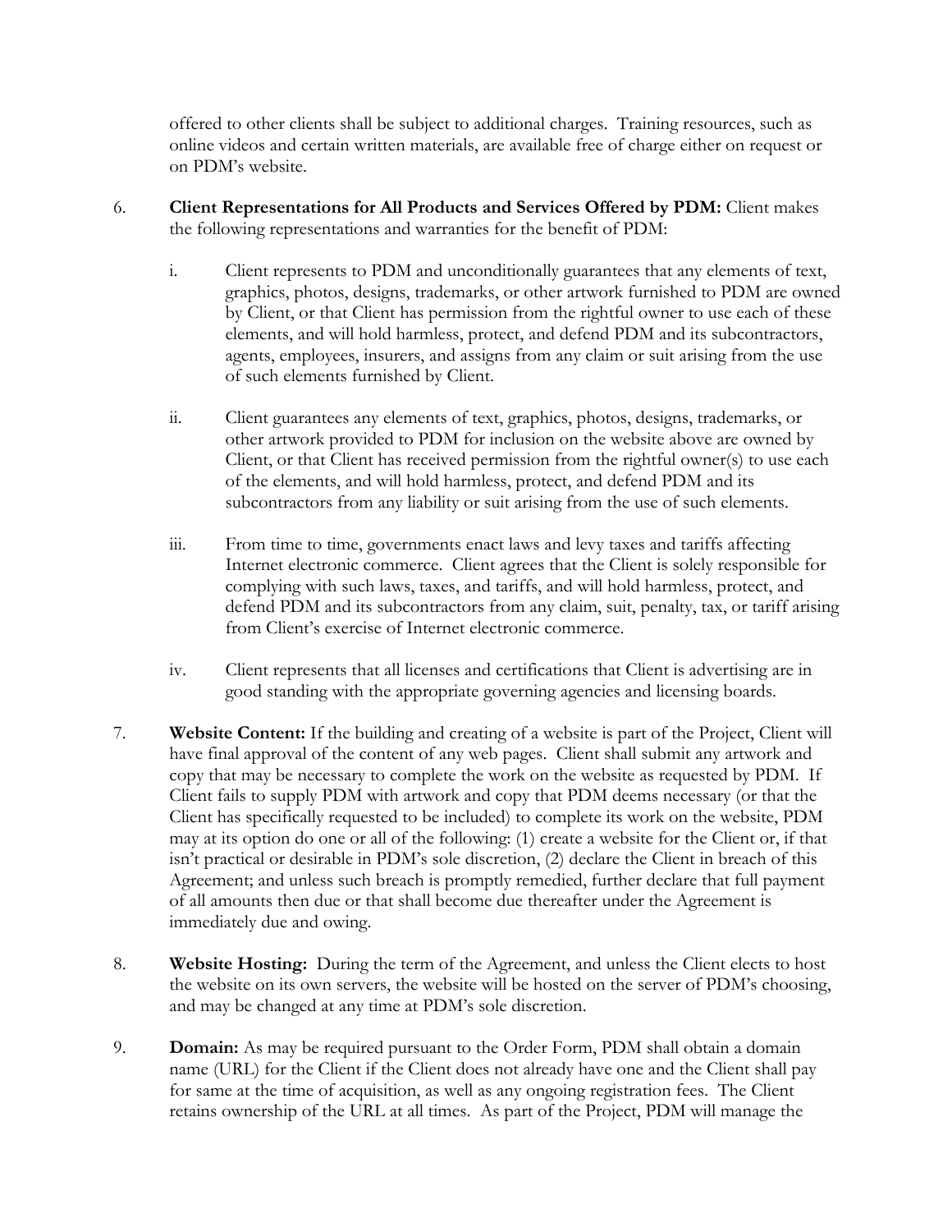offered to other clients shall be subject to additional charges. Training resources, such as online videos and certain written materials, are available free of charge either on request or on PDM's website.

6. **Client Representations for All Products and Services Offered by PDM:** Client makes the following representations and warranties for the benefit of PDM:

   i. Client represents to PDM and unconditionally guarantees that any elements of text, graphics, photos, designs, trademarks, or other artwork furnished to PDM are owned by Client, or that Client has permission from the rightful owner to use each of these elements, and will hold harmless, protect, and defend PDM and its subcontractors, agents, employees, insurers, and assigns from any claim or suit arising from the use of such elements furnished by Client.

   ii. Client guarantees any elements of text, graphics, photos, designs, trademarks, or other artwork provided to PDM for inclusion on the website above are owned by Client, or that Client has received permission from the rightful owner(s) to use each of the elements, and will hold harmless, protect, and defend PDM and its subcontractors from any liability or suit arising from the use of such elements.

   iii. From time to time, governments enact laws and levy taxes and tariffs affecting Internet electronic commerce. Client agrees that the Client is solely responsible for complying with such laws, taxes, and tariffs, and will hold harmless, protect, and defend PDM and its subcontractors from any claim, suit, penalty, tax, or tariff arising from Client's exercise of Internet electronic commerce.

   iv. Client represents that all licenses and certifications that Client is advertising are in good standing with the appropriate governing agencies and licensing boards.

7. **Website Content:** If the building and creating of a website is part of the Project, Client will have final approval of the content of any web pages. Client shall submit any artwork and copy that may be necessary to complete the work on the website as requested by PDM. If Client fails to supply PDM with artwork and copy that PDM deems necessary (or that the Client has specifically requested to be included) to complete its work on the website, PDM may at its option do one or all of the following: (1) create a website for the Client or, if that isn't practical or desirable in PDM's sole discretion, (2) declare the Client in breach of this Agreement; and unless such breach is promptly remedied, further declare that full payment of all amounts then due or that shall become due thereafter under the Agreement is immediately due and owing.

8. **Website Hosting:** During the term of the Agreement, and unless the Client elects to host the website on its own servers, the website will be hosted on the server of PDM's choosing, and may be changed at any time at PDM's sole discretion.

9. **Domain:** As may be required pursuant to the Order Form, PDM shall obtain a domain name (URL) for the Client if the Client does not already have one and the Client shall pay for same at the time of acquisition, as well as any ongoing registration fees. The Client retains ownership of the URL at all times. As part of the Project, PDM will manage the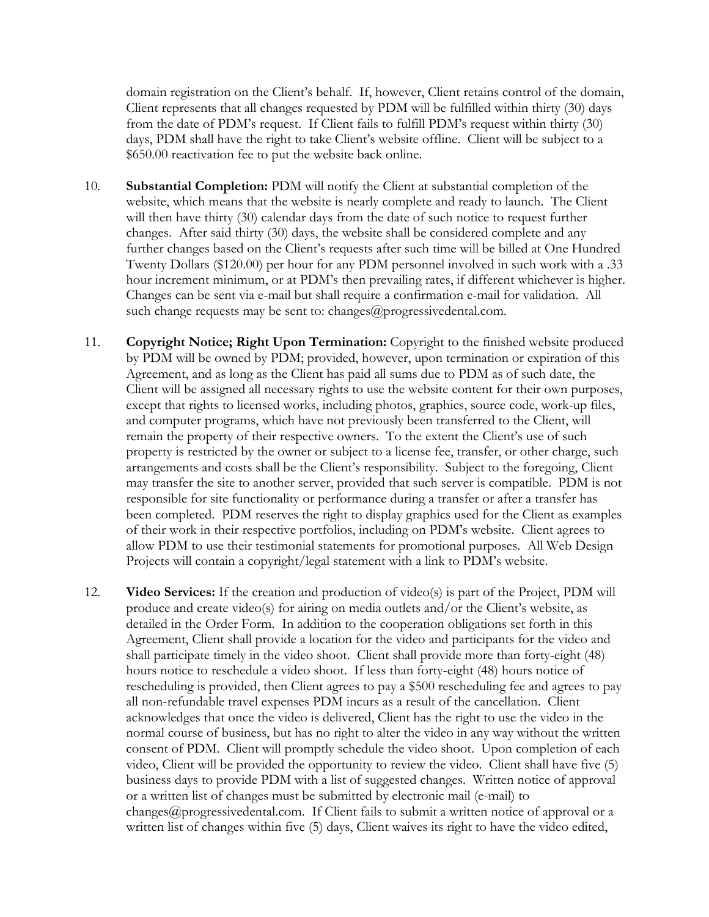domain registration on the Client's behalf. If, however, Client retains control of the domain, Client represents that all changes requested by PDM will be fulfilled within thirty (30) days from the date of PDM's request. If Client fails to fulfill PDM's request within thirty (30) days, PDM shall have the right to take Client's website offline. Client will be subject to a $650.00 reactivation fee to put the website back online.

10. **Substantial Completion:** PDM will notify the Client at substantial completion of the website, which means that the website is nearly complete and ready to launch. The Client will then have thirty (30) calendar days from the date of such notice to request further changes. After said thirty (30) days, the website shall be considered complete and any further changes based on the Client's requests after such time will be billed at One Hundred Twenty Dollars ($120.00) per hour for any PDM personnel involved in such work with a .33 hour increment minimum, or at PDM's then prevailing rates, if different whichever is higher. Changes can be sent via e-mail but shall require a confirmation e-mail for validation. All such change requests may be sent to: changes@progressivedental.com.

11. **Copyright Notice; Right Upon Termination:** Copyright to the finished website produced by PDM will be owned by PDM; provided, however, upon termination or expiration of this Agreement, and as long as the Client has paid all sums due to PDM as of such date, the Client will be assigned all necessary rights to use the website content for their own purposes, except that rights to licensed works, including photos, graphics, source code, work-up files, and computer programs, which have not previously been transferred to the Client, will remain the property of their respective owners. To the extent the Client's use of such property is restricted by the owner or subject to a license fee, transfer, or other charge, such arrangements and costs shall be the Client's responsibility. Subject to the foregoing, Client may transfer the site to another server, provided that such server is compatible. PDM is not responsible for site functionality or performance during a transfer or after a transfer has been completed. PDM reserves the right to display graphics used for the Client as examples of their work in their respective portfolios, including on PDM's website. Client agrees to allow PDM to use their testimonial statements for promotional purposes. All Web Design Projects will contain a copyright/legal statement with a link to PDM's website.

12. **Video Services:** If the creation and production of video(s) is part of the Project, PDM will produce and create video(s) for airing on media outlets and/or the Client's website, as detailed in the Order Form. In addition to the cooperation obligations set forth in this Agreement, Client shall provide a location for the video and participants for the video and shall participate timely in the video shoot. Client shall provide more than forty-eight (48) hours notice to reschedule a video shoot. If less than forty-eight (48) hours notice of rescheduling is provided, then Client agrees to pay a $500 rescheduling fee and agrees to pay all non-refundable travel expenses PDM incurs as a result of the cancellation. Client acknowledges that once the video is delivered, Client has the right to use the video in the normal course of business, but has no right to alter the video in any way without the written consent of PDM. Client will promptly schedule the video shoot. Upon completion of each video, Client will be provided the opportunity to review the video. Client shall have five (5) business days to provide PDM with a list of suggested changes. Written notice of approval or a written list of changes must be submitted by electronic mail (e-mail) to changes@progressivedental.com. If Client fails to submit a written notice of approval or a written list of changes within five (5) days, Client waives its right to have the video edited,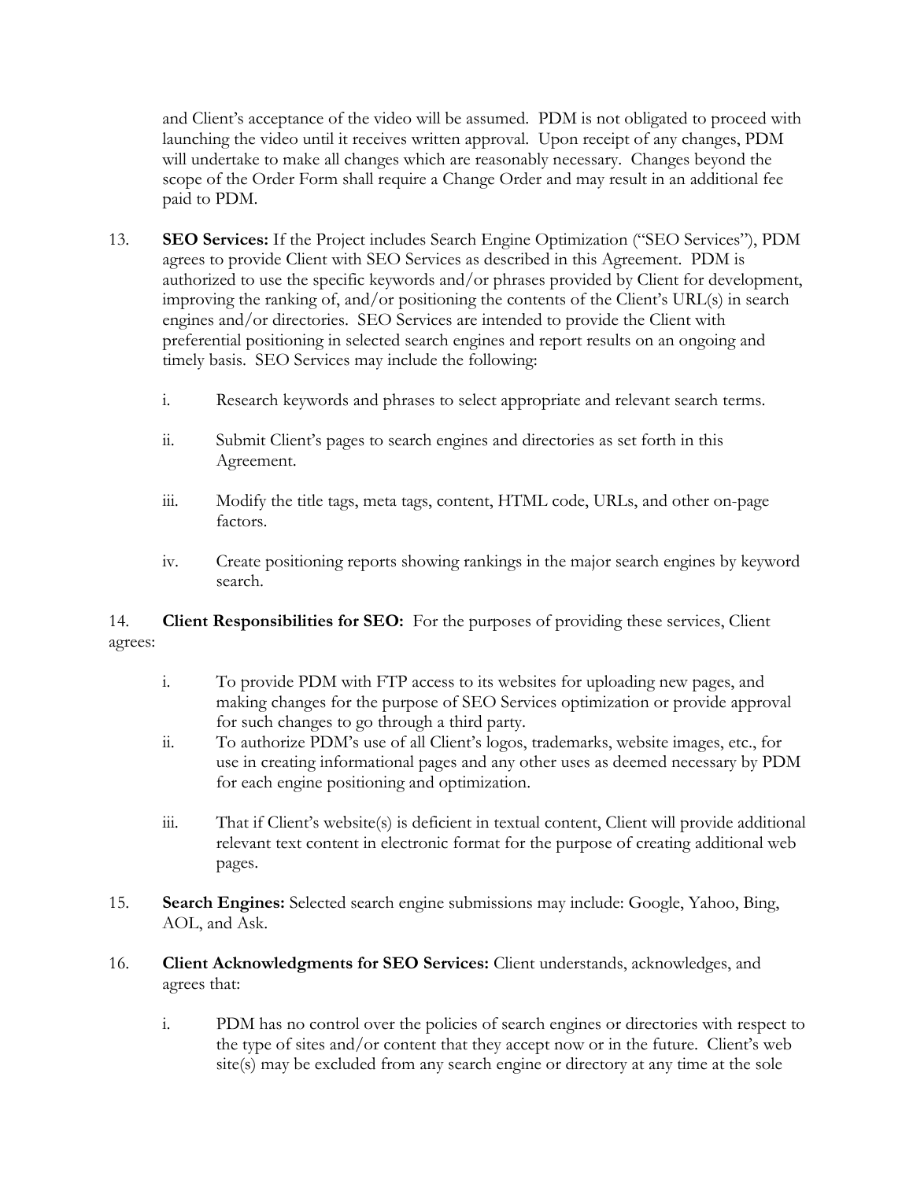and Client's acceptance of the video will be assumed. PDM is not obligated to proceed with launching the video until it receives written approval. Upon receipt of any changes, PDM will undertake to make all changes which are reasonably necessary. Changes beyond the scope of the Order Form shall require a Change Order and may result in an additional fee paid to PDM.

13. **SEO Services:** If the Project includes Search Engine Optimization ("SEO Services"), PDM agrees to provide Client with SEO Services as described in this Agreement. PDM is authorized to use the specific keywords and/or phrases provided by Client for development, improving the ranking of, and/or positioning the contents of the Client's URL(s) in search engines and/or directories. SEO Services are intended to provide the Client with preferential positioning in selected search engines and report results on an ongoing and timely basis. SEO Services may include the following:

    i. Research keywords and phrases to select appropriate and relevant search terms.

    ii. Submit Client's pages to search engines and directories as set forth in this Agreement.

    iii. Modify the title tags, meta tags, content, HTML code, URLs, and other on-page factors.

    iv. Create positioning reports showing rankings in the major search engines by keyword search.

14. **Client Responsibilities for SEO:** For the purposes of providing these services, Client agrees:

    i. To provide PDM with FTP access to its websites for uploading new pages, and making changes for the purpose of SEO Services optimization or provide approval for such changes to go through a third party.

    ii. To authorize PDM's use of all Client's logos, trademarks, website images, etc., for use in creating informational pages and any other uses as deemed necessary by PDM for each engine positioning and optimization.

    iii. That if Client's website(s) is deficient in textual content, Client will provide additional relevant text content in electronic format for the purpose of creating additional web pages.

15. **Search Engines:** Selected search engine submissions may include: Google, Yahoo, Bing, AOL, and Ask.

16. **Client Acknowledgments for SEO Services:** Client understands, acknowledges, and agrees that:

    i. PDM has no control over the policies of search engines or directories with respect to the type of sites and/or content that they accept now or in the future. Client's web site(s) may be excluded from any search engine or directory at any time at the sole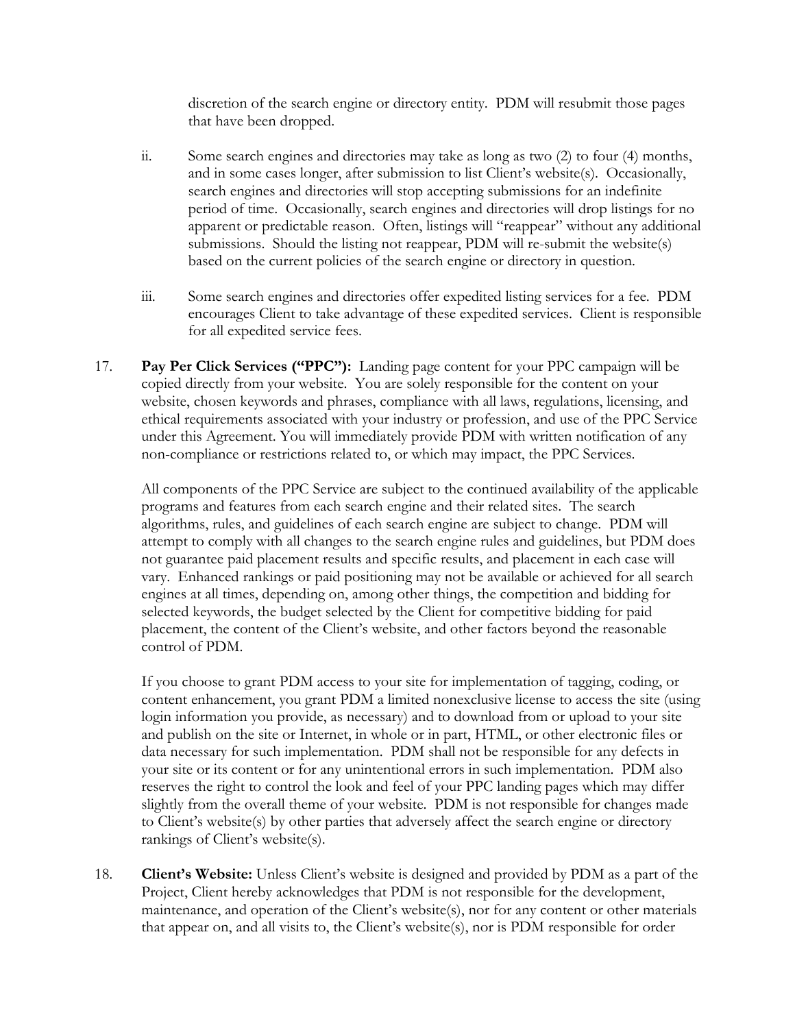discretion of the search engine or directory entity. PDM will resubmit those pages that have been dropped.

ii. Some search engines and directories may take as long as two (2) to four (4) months, and in some cases longer, after submission to list Client's website(s). Occasionally, search engines and directories will stop accepting submissions for an indefinite period of time. Occasionally, search engines and directories will drop listings for no apparent or predictable reason. Often, listings will "reappear" without any additional submissions. Should the listing not reappear, PDM will re-submit the website(s) based on the current policies of the search engine or directory in question.

iii. Some search engines and directories offer expedited listing services for a fee. PDM encourages Client to take advantage of these expedited services. Client is responsible for all expedited service fees.

17. **Pay Per Click Services ("PPC"):** Landing page content for your PPC campaign will be copied directly from your website. You are solely responsible for the content on your website, chosen keywords and phrases, compliance with all laws, regulations, licensing, and ethical requirements associated with your industry or profession, and use of the PPC Service under this Agreement. You will immediately provide PDM with written notification of any non-compliance or restrictions related to, or which may impact, the PPC Services.

    All components of the PPC Service are subject to the continued availability of the applicable programs and features from each search engine and their related sites. The search algorithms, rules, and guidelines of each search engine are subject to change. PDM will attempt to comply with all changes to the search engine rules and guidelines, but PDM does not guarantee paid placement results and specific results, and placement in each case will vary. Enhanced rankings or paid positioning may not be available or achieved for all search engines at all times, depending on, among other things, the competition and bidding for selected keywords, the budget selected by the Client for competitive bidding for paid placement, the content of the Client's website, and other factors beyond the reasonable control of PDM.

    If you choose to grant PDM access to your site for implementation of tagging, coding, or content enhancement, you grant PDM a limited nonexclusive license to access the site (using login information you provide, as necessary) and to download from or upload to your site and publish on the site or Internet, in whole or in part, HTML, or other electronic files or data necessary for such implementation. PDM shall not be responsible for any defects in your site or its content or for any unintentional errors in such implementation. PDM also reserves the right to control the look and feel of your PPC landing pages which may differ slightly from the overall theme of your website. PDM is not responsible for changes made to Client's website(s) by other parties that adversely affect the search engine or directory rankings of Client's website(s).

18. **Client's Website:** Unless Client's website is designed and provided by PDM as a part of the Project, Client hereby acknowledges that PDM is not responsible for the development, maintenance, and operation of the Client's website(s), nor for any content or other materials that appear on, and all visits to, the Client's website(s), nor is PDM responsible for order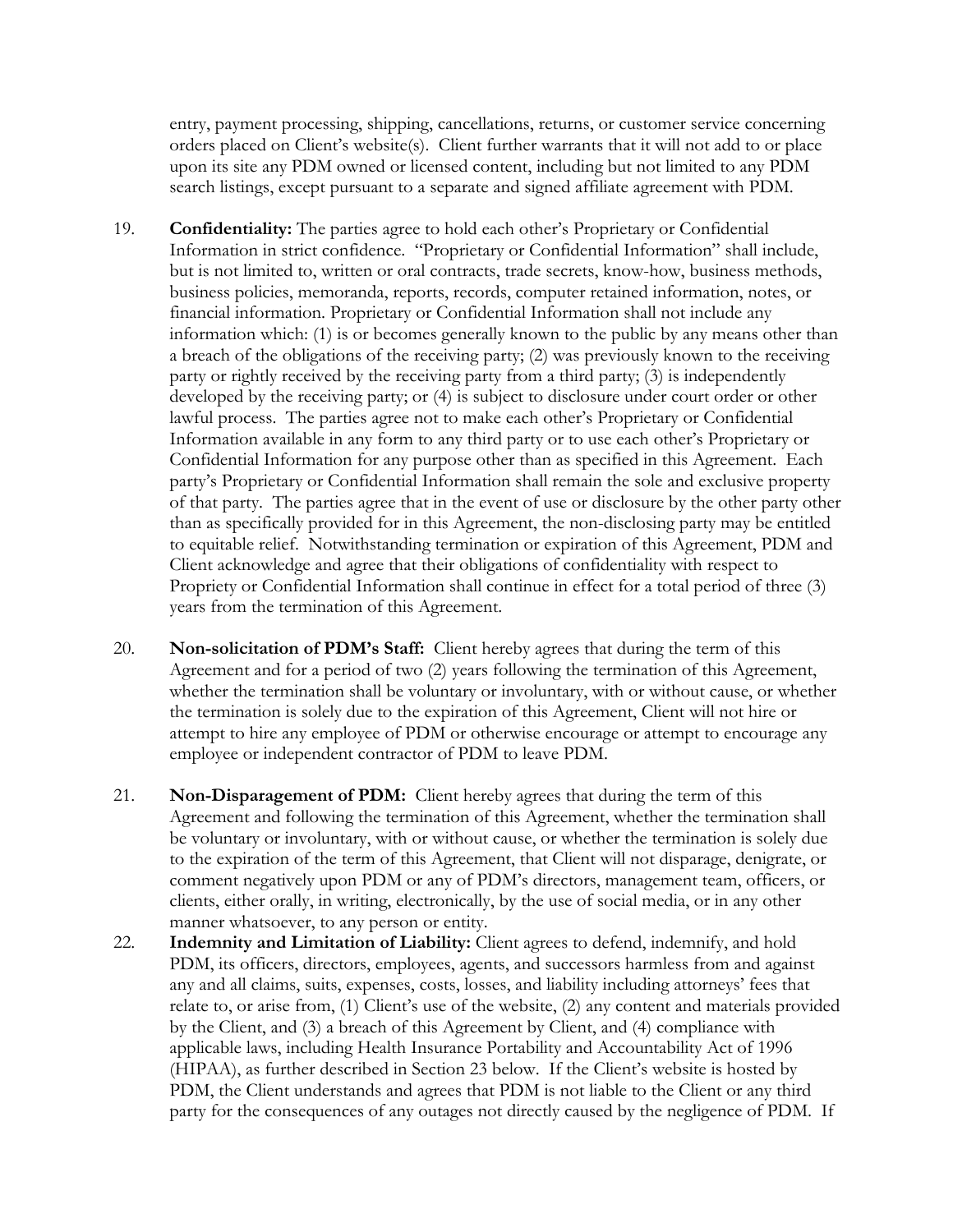entry, payment processing, shipping, cancellations, returns, or customer service concerning orders placed on Client's website(s). Client further warrants that it will not add to or place upon its site any PDM owned or licensed content, including but not limited to any PDM search listings, except pursuant to a separate and signed affiliate agreement with PDM.

19. **Confidentiality:** The parties agree to hold each other's Proprietary or Confidential Information in strict confidence. "Proprietary or Confidential Information" shall include, but is not limited to, written or oral contracts, trade secrets, know-how, business methods, business policies, memoranda, reports, records, computer retained information, notes, or financial information. Proprietary or Confidential Information shall not include any information which: (1) is or becomes generally known to the public by any means other than a breach of the obligations of the receiving party; (2) was previously known to the receiving party or rightly received by the receiving party from a third party; (3) is independently developed by the receiving party; or (4) is subject to disclosure under court order or other lawful process. The parties agree not to make each other's Proprietary or Confidential Information available in any form to any third party or to use each other's Proprietary or Confidential Information for any purpose other than as specified in this Agreement. Each party's Proprietary or Confidential Information shall remain the sole and exclusive property of that party. The parties agree that in the event of use or disclosure by the other party other than as specifically provided for in this Agreement, the non-disclosing party may be entitled to equitable relief. Notwithstanding termination or expiration of this Agreement, PDM and Client acknowledge and agree that their obligations of confidentiality with respect to Propriety or Confidential Information shall continue in effect for a total period of three (3) years from the termination of this Agreement.

20. **Non-solicitation of PDM's Staff:** Client hereby agrees that during the term of this Agreement and for a period of two (2) years following the termination of this Agreement, whether the termination shall be voluntary or involuntary, with or without cause, or whether the termination is solely due to the expiration of this Agreement, Client will not hire or attempt to hire any employee of PDM or otherwise encourage or attempt to encourage any employee or independent contractor of PDM to leave PDM.

21. **Non-Disparagement of PDM:** Client hereby agrees that during the term of this Agreement and following the termination of this Agreement, whether the termination shall be voluntary or involuntary, with or without cause, or whether the termination is solely due to the expiration of the term of this Agreement, that Client will not disparage, denigrate, or comment negatively upon PDM or any of PDM's directors, management team, officers, or clients, either orally, in writing, electronically, by the use of social media, or in any other manner whatsoever, to any person or entity.

22. **Indemnity and Limitation of Liability:** Client agrees to defend, indemnify, and hold PDM, its officers, directors, employees, agents, and successors harmless from and against any and all claims, suits, expenses, costs, losses, and liability including attorneys' fees that relate to, or arise from, (1) Client's use of the website, (2) any content and materials provided by the Client, and (3) a breach of this Agreement by Client, and (4) compliance with applicable laws, including Health Insurance Portability and Accountability Act of 1996 (HIPAA), as further described in Section 23 below. If the Client's website is hosted by PDM, the Client understands and agrees that PDM is not liable to the Client or any third party for the consequences of any outages not directly caused by the negligence of PDM. If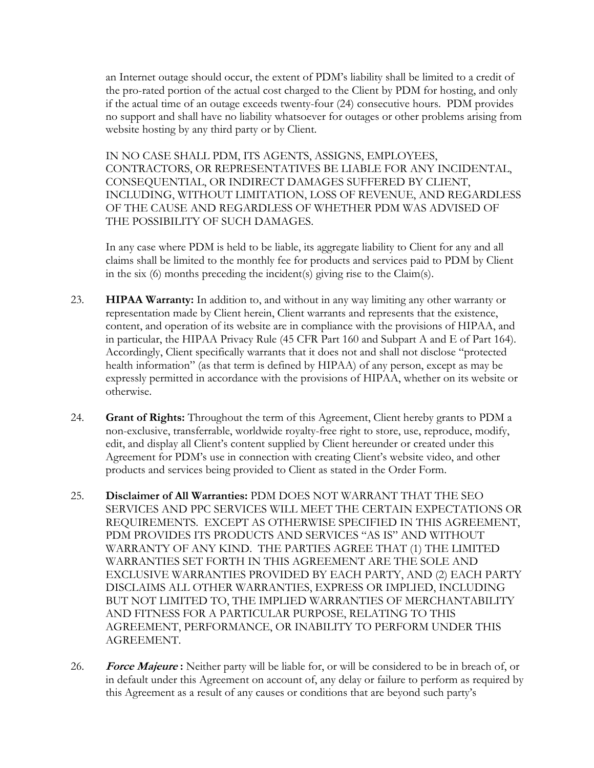an Internet outage should occur, the extent of PDM's liability shall be limited to a credit of the pro-rated portion of the actual cost charged to the Client by PDM for hosting, and only if the actual time of an outage exceeds twenty-four (24) consecutive hours. PDM provides no support and shall have no liability whatsoever for outages or other problems arising from website hosting by any third party or by Client.

IN NO CASE SHALL PDM, ITS AGENTS, ASSIGNS, EMPLOYEES, CONTRACTORS, OR REPRESENTATIVES BE LIABLE FOR ANY INCIDENTAL, CONSEQUENTIAL, OR INDIRECT DAMAGES SUFFERED BY CLIENT, INCLUDING, WITHOUT LIMITATION, LOSS OF REVENUE, AND REGARDLESS OF THE CAUSE AND REGARDLESS OF WHETHER PDM WAS ADVISED OF THE POSSIBILITY OF SUCH DAMAGES.

In any case where PDM is held to be liable, its aggregate liability to Client for any and all claims shall be limited to the monthly fee for products and services paid to PDM by Client in the six (6) months preceding the incident(s) giving rise to the Claim(s).

23. **HIPAA Warranty:** In addition to, and without in any way limiting any other warranty or representation made by Client herein, Client warrants and represents that the existence, content, and operation of its website are in compliance with the provisions of HIPAA, and in particular, the HIPAA Privacy Rule (45 CFR Part 160 and Subpart A and E of Part 164). Accordingly, Client specifically warrants that it does not and shall not disclose "protected health information" (as that term is defined by HIPAA) of any person, except as may be expressly permitted in accordance with the provisions of HIPAA, whether on its website or otherwise.

24. **Grant of Rights:** Throughout the term of this Agreement, Client hereby grants to PDM a non-exclusive, transferrable, worldwide royalty-free right to store, use, reproduce, modify, edit, and display all Client's content supplied by Client hereunder or created under this Agreement for PDM's use in connection with creating Client's website video, and other products and services being provided to Client as stated in the Order Form.

25. **Disclaimer of All Warranties:** PDM DOES NOT WARRANT THAT THE SEO SERVICES AND PPC SERVICES WILL MEET THE CERTAIN EXPECTATIONS OR REQUIREMENTS. EXCEPT AS OTHERWISE SPECIFIED IN THIS AGREEMENT, PDM PROVIDES ITS PRODUCTS AND SERVICES "AS IS" AND WITHOUT WARRANTY OF ANY KIND. THE PARTIES AGREE THAT (1) THE LIMITED WARRANTIES SET FORTH IN THIS AGREEMENT ARE THE SOLE AND EXCLUSIVE WARRANTIES PROVIDED BY EACH PARTY, AND (2) EACH PARTY DISCLAIMS ALL OTHER WARRANTIES, EXPRESS OR IMPLIED, INCLUDING BUT NOT LIMITED TO, THE IMPLIED WARRANTIES OF MERCHANTABILITY AND FITNESS FOR A PARTICULAR PURPOSE, RELATING TO THIS AGREEMENT, PERFORMANCE, OR INABILITY TO PERFORM UNDER THIS AGREEMENT.

26. ***Force Majeure*:** Neither party will be liable for, or will be considered to be in breach of, or in default under this Agreement on account of, any delay or failure to perform as required by this Agreement as a result of any causes or conditions that are beyond such party's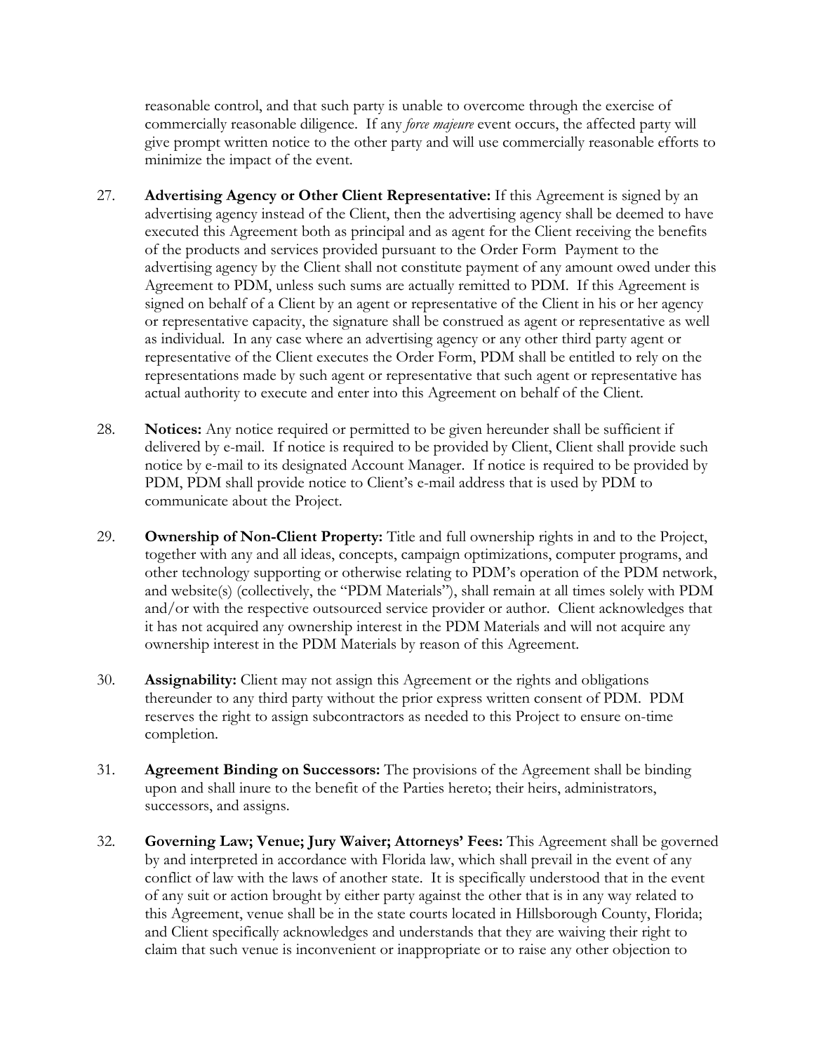reasonable control, and that such party is unable to overcome through the exercise of commercially reasonable diligence. If any *force majeure* event occurs, the affected party will give prompt written notice to the other party and will use commercially reasonable efforts to minimize the impact of the event.

27. **Advertising Agency or Other Client Representative:** If this Agreement is signed by an advertising agency instead of the Client, then the advertising agency shall be deemed to have executed this Agreement both as principal and as agent for the Client receiving the benefits of the products and services provided pursuant to the Order Form Payment to the advertising agency by the Client shall not constitute payment of any amount owed under this Agreement to PDM, unless such sums are actually remitted to PDM. If this Agreement is signed on behalf of a Client by an agent or representative of the Client in his or her agency or representative capacity, the signature shall be construed as agent or representative as well as individual. In any case where an advertising agency or any other third party agent or representative of the Client executes the Order Form, PDM shall be entitled to rely on the representations made by such agent or representative that such agent or representative has actual authority to execute and enter into this Agreement on behalf of the Client.

28. **Notices:** Any notice required or permitted to be given hereunder shall be sufficient if delivered by e-mail. If notice is required to be provided by Client, Client shall provide such notice by e-mail to its designated Account Manager. If notice is required to be provided by PDM, PDM shall provide notice to Client's e-mail address that is used by PDM to communicate about the Project.

29. **Ownership of Non-Client Property:** Title and full ownership rights in and to the Project, together with any and all ideas, concepts, campaign optimizations, computer programs, and other technology supporting or otherwise relating to PDM's operation of the PDM network, and website(s) (collectively, the "PDM Materials"), shall remain at all times solely with PDM and/or with the respective outsourced service provider or author. Client acknowledges that it has not acquired any ownership interest in the PDM Materials and will not acquire any ownership interest in the PDM Materials by reason of this Agreement.

30. **Assignability:** Client may not assign this Agreement or the rights and obligations thereunder to any third party without the prior express written consent of PDM. PDM reserves the right to assign subcontractors as needed to this Project to ensure on-time completion.

31. **Agreement Binding on Successors:** The provisions of the Agreement shall be binding upon and shall inure to the benefit of the Parties hereto; their heirs, administrators, successors, and assigns.

32. **Governing Law; Venue; Jury Waiver; Attorneys' Fees:** This Agreement shall be governed by and interpreted in accordance with Florida law, which shall prevail in the event of any conflict of law with the laws of another state. It is specifically understood that in the event of any suit or action brought by either party against the other that is in any way related to this Agreement, venue shall be in the state courts located in Hillsborough County, Florida; and Client specifically acknowledges and understands that they are waiving their right to claim that such venue is inconvenient or inappropriate or to raise any other objection to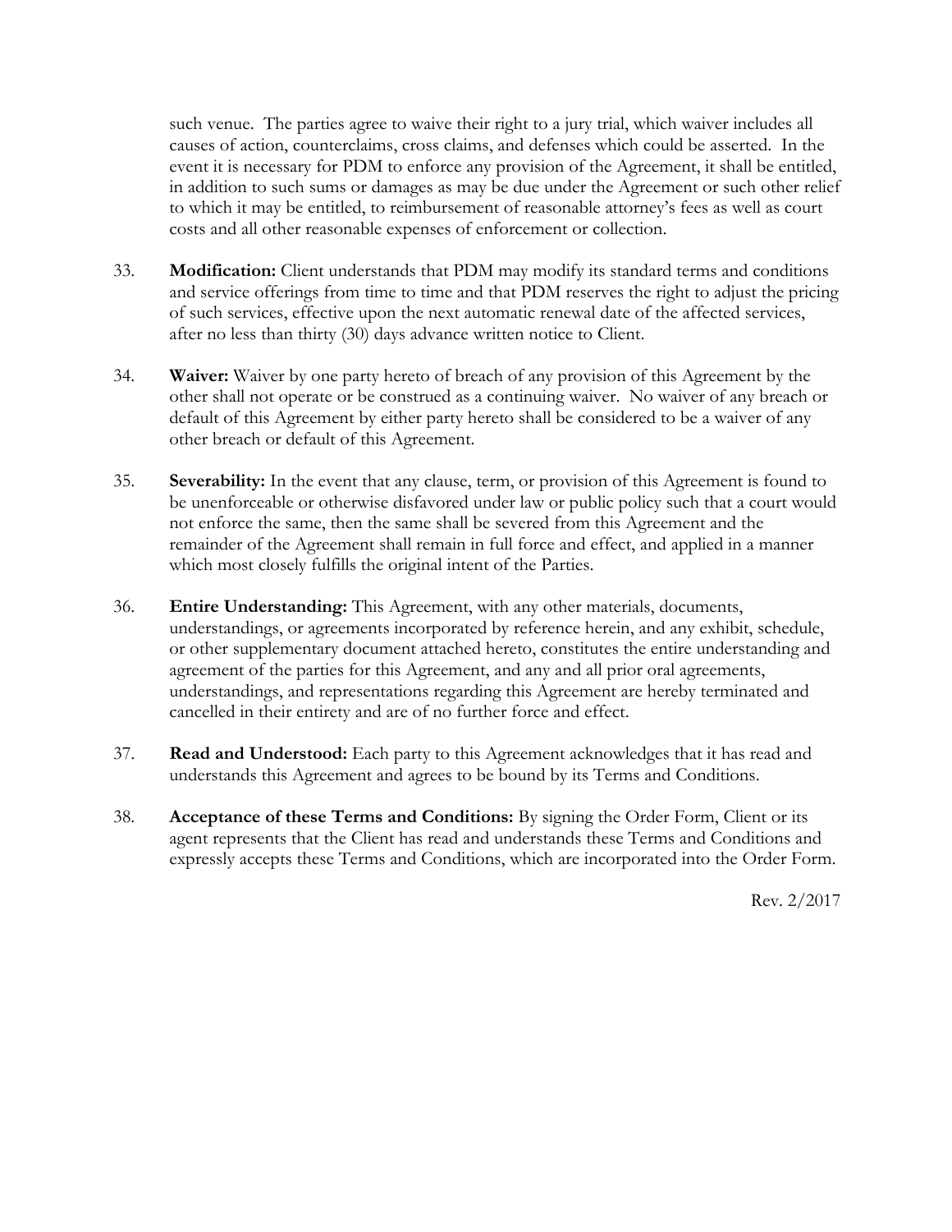such venue. The parties agree to waive their right to a jury trial, which waiver includes all causes of action, counterclaims, cross claims, and defenses which could be asserted. In the event it is necessary for PDM to enforce any provision of the Agreement, it shall be entitled, in addition to such sums or damages as may be due under the Agreement or such other relief to which it may be entitled, to reimbursement of reasonable attorney's fees as well as court costs and all other reasonable expenses of enforcement or collection.

33. **Modification:** Client understands that PDM may modify its standard terms and conditions and service offerings from time to time and that PDM reserves the right to adjust the pricing of such services, effective upon the next automatic renewal date of the affected services, after no less than thirty (30) days advance written notice to Client.

34. **Waiver:** Waiver by one party hereto of breach of any provision of this Agreement by the other shall not operate or be construed as a continuing waiver. No waiver of any breach or default of this Agreement by either party hereto shall be considered to be a waiver of any other breach or default of this Agreement.

35. **Severability:** In the event that any clause, term, or provision of this Agreement is found to be unenforceable or otherwise disfavored under law or public policy such that a court would not enforce the same, then the same shall be severed from this Agreement and the remainder of the Agreement shall remain in full force and effect, and applied in a manner which most closely fulfills the original intent of the Parties.

36. **Entire Understanding:** This Agreement, with any other materials, documents, understandings, or agreements incorporated by reference herein, and any exhibit, schedule, or other supplementary document attached hereto, constitutes the entire understanding and agreement of the parties for this Agreement, and any and all prior oral agreements, understandings, and representations regarding this Agreement are hereby terminated and cancelled in their entirety and are of no further force and effect.

37. **Read and Understood:** Each party to this Agreement acknowledges that it has read and understands this Agreement and agrees to be bound by its Terms and Conditions.

38. **Acceptance of these Terms and Conditions:** By signing the Order Form, Client or its agent represents that the Client has read and understands these Terms and Conditions and expressly accepts these Terms and Conditions, which are incorporated into the Order Form.

Rev. 2/2017